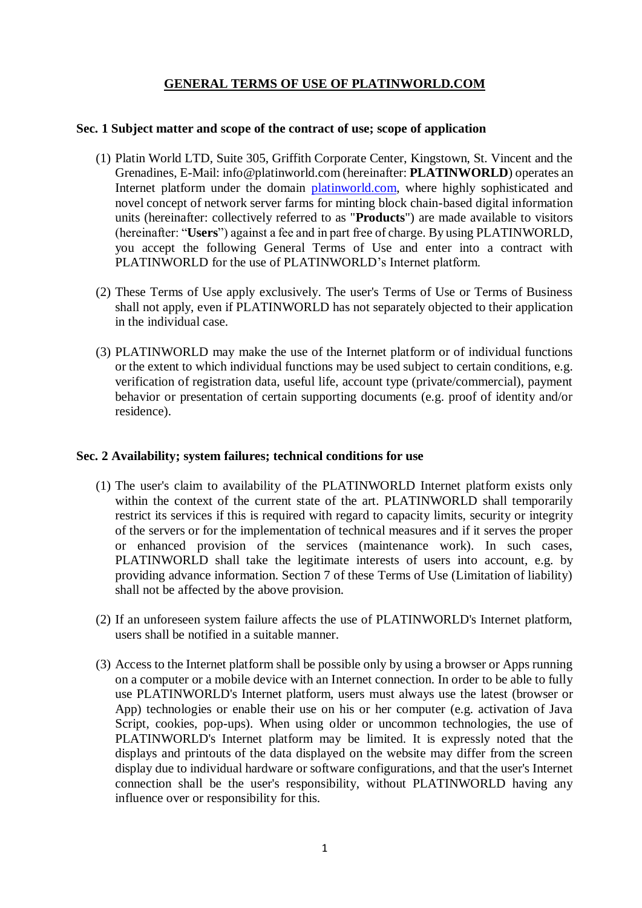# GENERAL TERMS OF USE OF PLATINWORLD.COM

## Sec. 1 Subject matter and scope of the contract of use; scope of application

(1) Platin World LTD, Suite 305, Griffith Corporate Center, Kingstown, St. Vincent and the Grenadines, E-Mail: info@platinworld.com (hereinafter: **PLATINWORLD**) operates an Internet platform under the domain platinworld.com, where highly sophisticated and novel concept of network server farms for minting block chain-based digital information units (hereinafter: collectively referred to as "**Products**") are made available to visitors (hereinafter: "**Users**") against a fee and in part free of charge. By using PLATINWORLD, you accept the following General Terms of Use and enter into a contract with PLATINWORLD for the use of PLATINWORLD's Internet platform.

(2) These Terms of Use apply exclusively. The user's Terms of Use or Terms of Business shall not apply, even if PLATINWORLD has not separately objected to their application in the individual case.

(3) PLATINWORLD may make the use of the Internet platform or of individual functions or the extent to which individual functions may be used subject to certain conditions, e.g. verification of registration data, useful life, account type (private/commercial), payment behavior or presentation of certain supporting documents (e.g. proof of identity and/or residence).

## Sec. 2 Availability; system failures; technical conditions for use

(1) The user's claim to availability of the PLATINWORLD Internet platform exists only within the context of the current state of the art. PLATINWORLD shall temporarily restrict its services if this is required with regard to capacity limits, security or integrity of the servers or for the implementation of technical measures and if it serves the proper or enhanced provision of the services (maintenance work). In such cases, PLATINWORLD shall take the legitimate interests of users into account, e.g. by providing advance information. Section 7 of these Terms of Use (Limitation of liability) shall not be affected by the above provision.

(2) If an unforeseen system failure affects the use of PLATINWORLD's Internet platform, users shall be notified in a suitable manner.

(3) Access to the Internet platform shall be possible only by using a browser or Apps running on a computer or a mobile device with an Internet connection. In order to be able to fully use PLATINWORLD's Internet platform, users must always use the latest (browser or App) technologies or enable their use on his or her computer (e.g. activation of Java Script, cookies, pop-ups). When using older or uncommon technologies, the use of PLATINWORLD's Internet platform may be limited. It is expressly noted that the displays and printouts of the data displayed on the website may differ from the screen display due to individual hardware or software configurations, and that the user's Internet connection shall be the user's responsibility, without PLATINWORLD having any influence over or responsibility for this.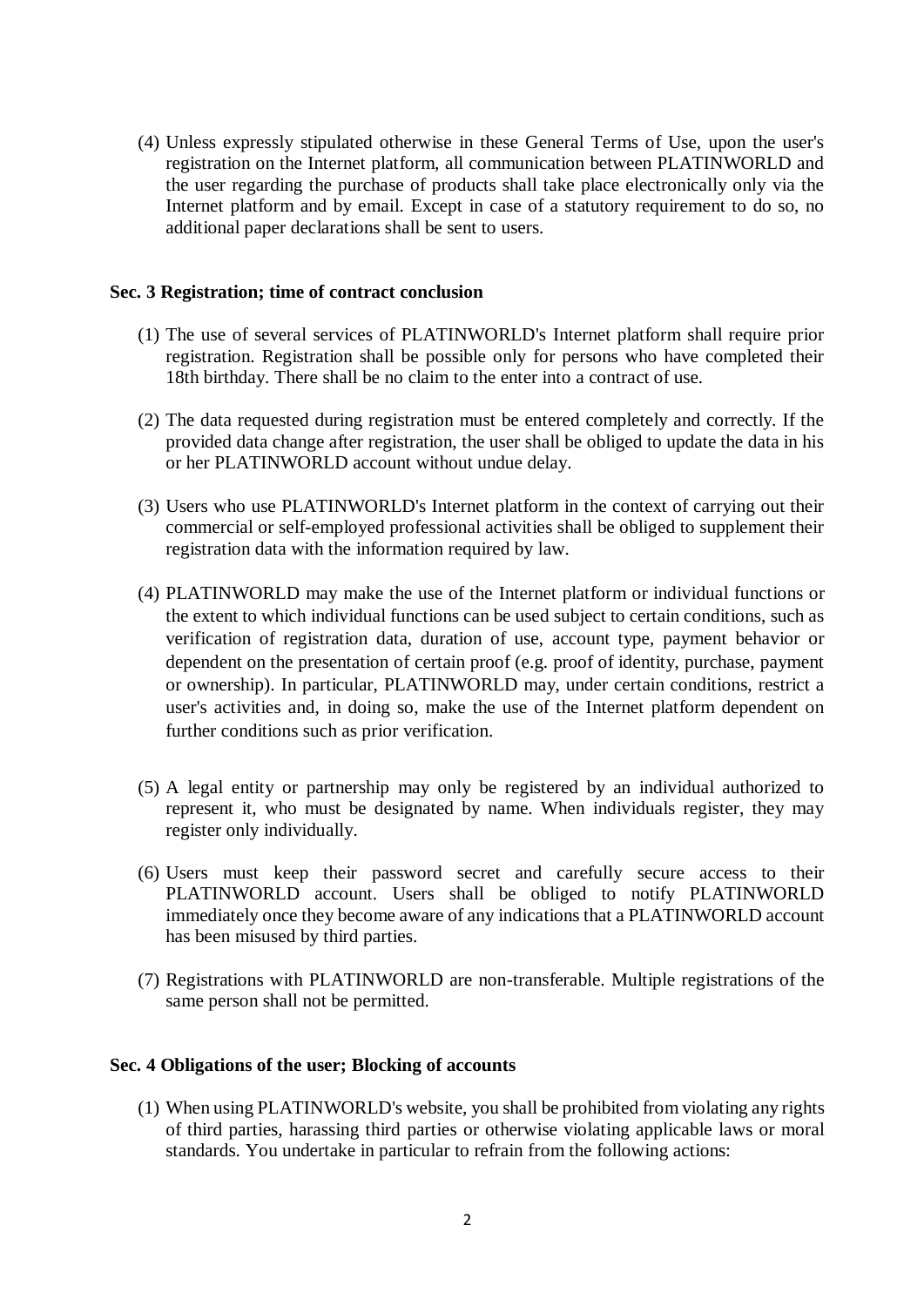(4) Unless expressly stipulated otherwise in these General Terms of Use, upon the user's registration on the Internet platform, all communication between PLATINWORLD and the user regarding the purchase of products shall take place electronically only via the Internet platform and by email. Except in case of a statutory requirement to do so, no additional paper declarations shall be sent to users.

**Sec. 3 Registration; time of contract conclusion**

(1) The use of several services of PLATINWORLD's Internet platform shall require prior registration. Registration shall be possible only for persons who have completed their 18th birthday. There shall be no claim to the enter into a contract of use.

(2) The data requested during registration must be entered completely and correctly. If the provided data change after registration, the user shall be obliged to update the data in his or her PLATINWORLD account without undue delay.

(3) Users who use PLATINWORLD's Internet platform in the context of carrying out their commercial or self-employed professional activities shall be obliged to supplement their registration data with the information required by law.

(4) PLATINWORLD may make the use of the Internet platform or individual functions or the extent to which individual functions can be used subject to certain conditions, such as verification of registration data, duration of use, account type, payment behavior or dependent on the presentation of certain proof (e.g. proof of identity, purchase, payment or ownership). In particular, PLATINWORLD may, under certain conditions, restrict a user's activities and, in doing so, make the use of the Internet platform dependent on further conditions such as prior verification.

(5) A legal entity or partnership may only be registered by an individual authorized to represent it, who must be designated by name. When individuals register, they may register only individually.

(6) Users must keep their password secret and carefully secure access to their PLATINWORLD account. Users shall be obliged to notify PLATINWORLD immediately once they become aware of any indications that a PLATINWORLD account has been misused by third parties.

(7) Registrations with PLATINWORLD are non-transferable. Multiple registrations of the same person shall not be permitted.

**Sec. 4 Obligations of the user; Blocking of accounts**

(1) When using PLATINWORLD's website, you shall be prohibited from violating any rights of third parties, harassing third parties or otherwise violating applicable laws or moral standards. You undertake in particular to refrain from the following actions: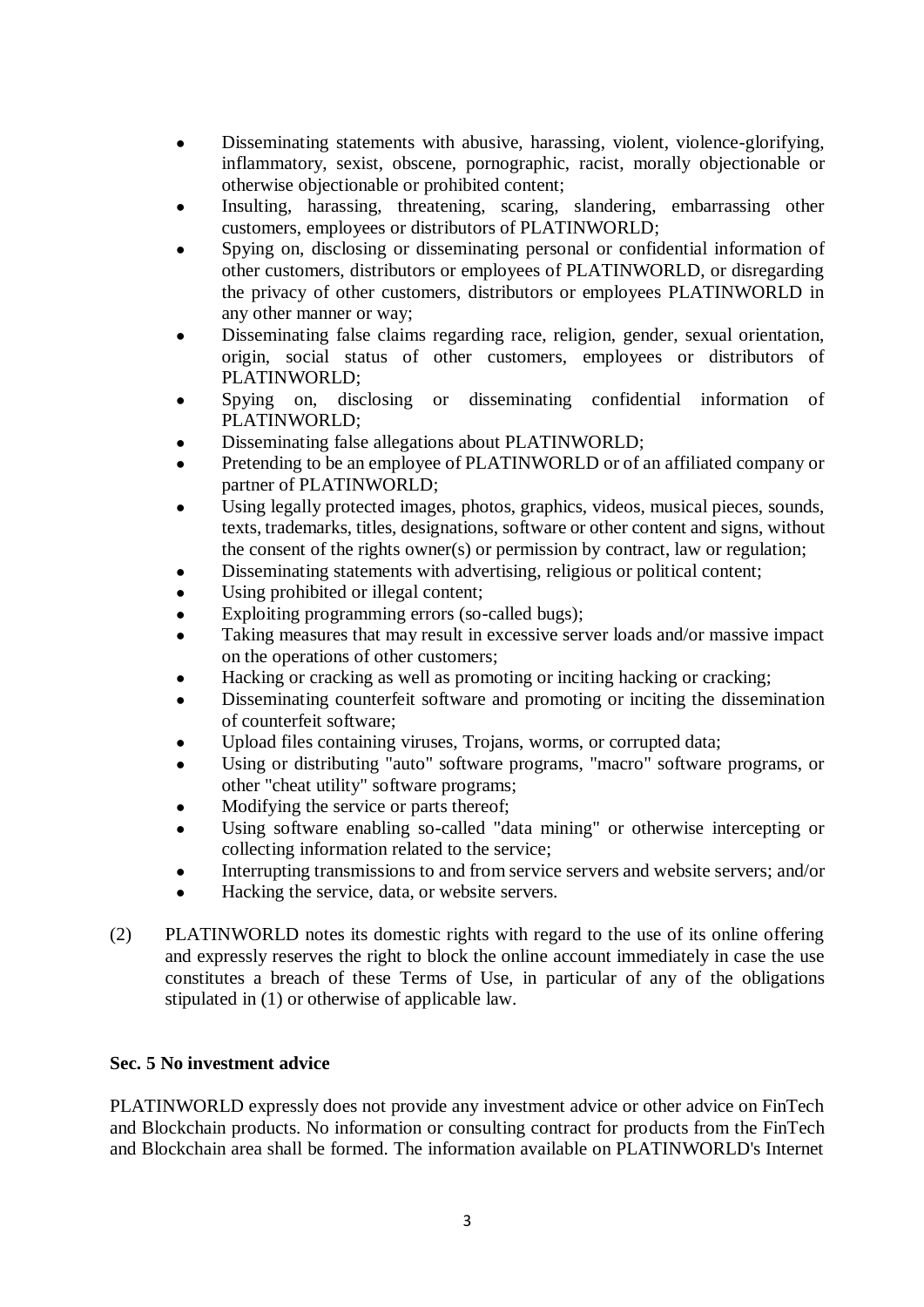- Disseminating statements with abusive, harassing, violent, violence-glorifying, inflammatory, sexist, obscene, pornographic, racist, morally objectionable or otherwise objectionable or prohibited content;
- Insulting, harassing, threatening, scaring, slandering, embarrassing other customers, employees or distributors of PLATINWORLD;
- Spying on, disclosing or disseminating personal or confidential information of other customers, distributors or employees of PLATINWORLD, or disregarding the privacy of other customers, distributors or employees PLATINWORLD in any other manner or way;
- Disseminating false claims regarding race, religion, gender, sexual orientation, origin, social status of other customers, employees or distributors of PLATINWORLD;
- Spying on, disclosing or disseminating confidential information of PLATINWORLD;
- Disseminating false allegations about PLATINWORLD;
- Pretending to be an employee of PLATINWORLD or of an affiliated company or partner of PLATINWORLD;
- Using legally protected images, photos, graphics, videos, musical pieces, sounds, texts, trademarks, titles, designations, software or other content and signs, without the consent of the rights owner(s) or permission by contract, law or regulation;
- Disseminating statements with advertising, religious or political content;
- Using prohibited or illegal content;
- Exploiting programming errors (so-called bugs);
- Taking measures that may result in excessive server loads and/or massive impact on the operations of other customers;
- Hacking or cracking as well as promoting or inciting hacking or cracking;
- Disseminating counterfeit software and promoting or inciting the dissemination of counterfeit software;
- Upload files containing viruses, Trojans, worms, or corrupted data;
- Using or distributing "auto" software programs, "macro" software programs, or other "cheat utility" software programs;
- Modifying the service or parts thereof;
- Using software enabling so-called "data mining" or otherwise intercepting or collecting information related to the service;
- Interrupting transmissions to and from service servers and website servers; and/or
- Hacking the service, data, or website servers.

(2) PLATINWORLD notes its domestic rights with regard to the use of its online offering and expressly reserves the right to block the online account immediately in case the use constitutes a breach of these Terms of Use, in particular of any of the obligations stipulated in (1) or otherwise of applicable law.

**Sec. 5 No investment advice**

PLATINWORLD expressly does not provide any investment advice or other advice on FinTech and Blockchain products. No information or consulting contract for products from the FinTech and Blockchain area shall be formed. The information available on PLATINWORLD's Internet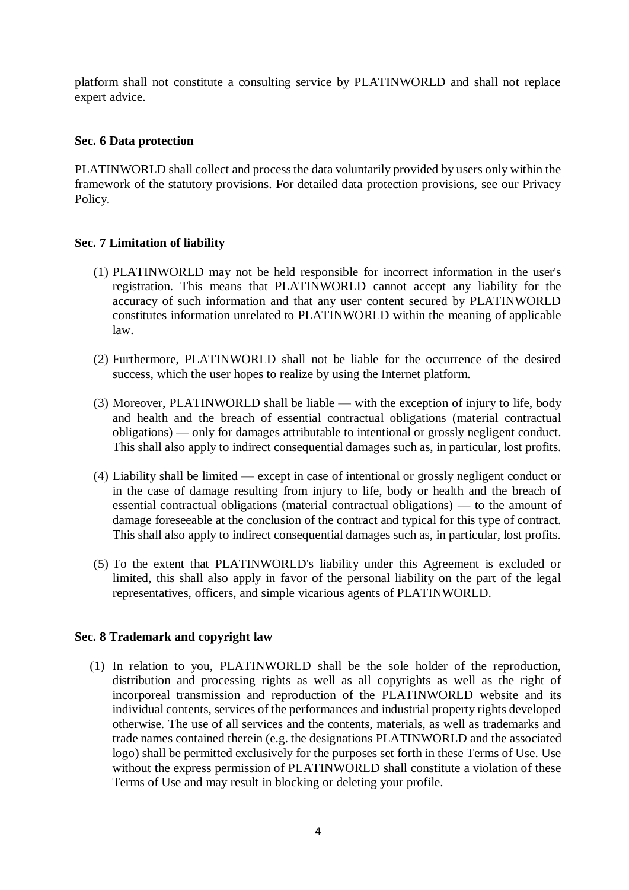platform shall not constitute a consulting service by PLATINWORLD and shall not replace expert advice.

**Sec. 6 Data protection**

PLATINWORLD shall collect and process the data voluntarily provided by users only within the framework of the statutory provisions. For detailed data protection provisions, see our Privacy Policy.

**Sec. 7 Limitation of liability**

(1) PLATINWORLD may not be held responsible for incorrect information in the user's registration. This means that PLATINWORLD cannot accept any liability for the accuracy of such information and that any user content secured by PLATINWORLD constitutes information unrelated to PLATINWORLD within the meaning of applicable law.

(2) Furthermore, PLATINWORLD shall not be liable for the occurrence of the desired success, which the user hopes to realize by using the Internet platform.

(3) Moreover, PLATINWORLD shall be liable — with the exception of injury to life, body and health and the breach of essential contractual obligations (material contractual obligations) — only for damages attributable to intentional or grossly negligent conduct. This shall also apply to indirect consequential damages such as, in particular, lost profits.

(4) Liability shall be limited — except in case of intentional or grossly negligent conduct or in the case of damage resulting from injury to life, body or health and the breach of essential contractual obligations (material contractual obligations) — to the amount of damage foreseeable at the conclusion of the contract and typical for this type of contract. This shall also apply to indirect consequential damages such as, in particular, lost profits.

(5) To the extent that PLATINWORLD's liability under this Agreement is excluded or limited, this shall also apply in favor of the personal liability on the part of the legal representatives, officers, and simple vicarious agents of PLATINWORLD.

**Sec. 8 Trademark and copyright law**

(1) In relation to you, PLATINWORLD shall be the sole holder of the reproduction, distribution and processing rights as well as all copyrights as well as the right of incorporeal transmission and reproduction of the PLATINWORLD website and its individual contents, services of the performances and industrial property rights developed otherwise. The use of all services and the contents, materials, as well as trademarks and trade names contained therein (e.g. the designations PLATINWORLD and the associated logo) shall be permitted exclusively for the purposes set forth in these Terms of Use. Use without the express permission of PLATINWORLD shall constitute a violation of these Terms of Use and may result in blocking or deleting your profile.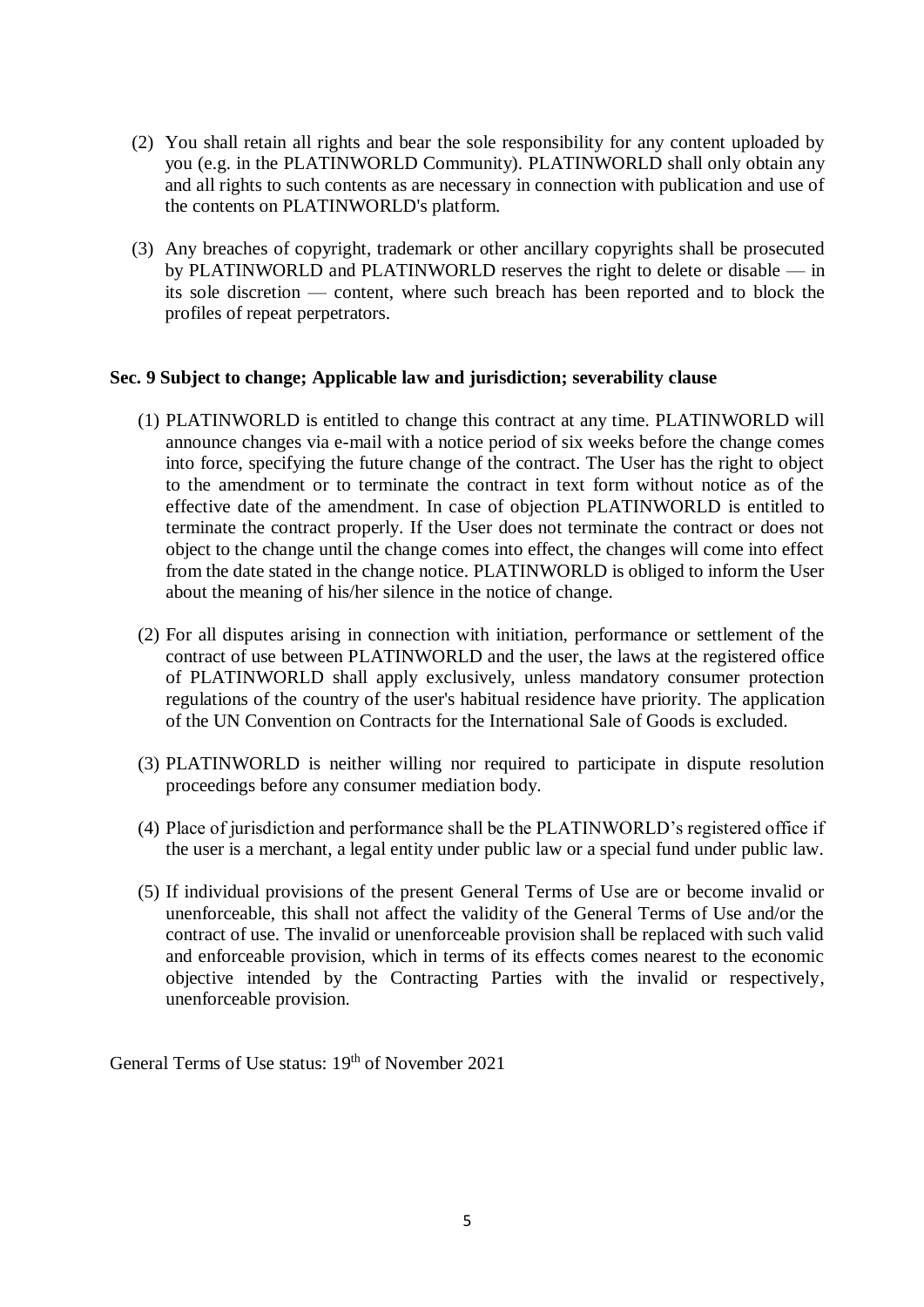(2) You shall retain all rights and bear the sole responsibility for any content uploaded by you (e.g. in the PLATINWORLD Community). PLATINWORLD shall only obtain any and all rights to such contents as are necessary in connection with publication and use of the contents on PLATINWORLD's platform.

(3) Any breaches of copyright, trademark or other ancillary copyrights shall be prosecuted by PLATINWORLD and PLATINWORLD reserves the right to delete or disable — in its sole discretion — content, where such breach has been reported and to block the profiles of repeat perpetrators.

**Sec. 9 Subject to change; Applicable law and jurisdiction; severability clause**

(1) PLATINWORLD is entitled to change this contract at any time. PLATINWORLD will announce changes via e-mail with a notice period of six weeks before the change comes into force, specifying the future change of the contract. The User has the right to object to the amendment or to terminate the contract in text form without notice as of the effective date of the amendment. In case of objection PLATINWORLD is entitled to terminate the contract properly. If the User does not terminate the contract or does not object to the change until the change comes into effect, the changes will come into effect from the date stated in the change notice. PLATINWORLD is obliged to inform the User about the meaning of his/her silence in the notice of change.

(2) For all disputes arising in connection with initiation, performance or settlement of the contract of use between PLATINWORLD and the user, the laws at the registered office of PLATINWORLD shall apply exclusively, unless mandatory consumer protection regulations of the country of the user's habitual residence have priority. The application of the UN Convention on Contracts for the International Sale of Goods is excluded.

(3) PLATINWORLD is neither willing nor required to participate in dispute resolution proceedings before any consumer mediation body.

(4) Place of jurisdiction and performance shall be the PLATINWORLD's registered office if the user is a merchant, a legal entity under public law or a special fund under public law.

(5) If individual provisions of the present General Terms of Use are or become invalid or unenforceable, this shall not affect the validity of the General Terms of Use and/or the contract of use. The invalid or unenforceable provision shall be replaced with such valid and enforceable provision, which in terms of its effects comes nearest to the economic objective intended by the Contracting Parties with the invalid or respectively, unenforceable provision.

General Terms of Use status: 19th of November 2021